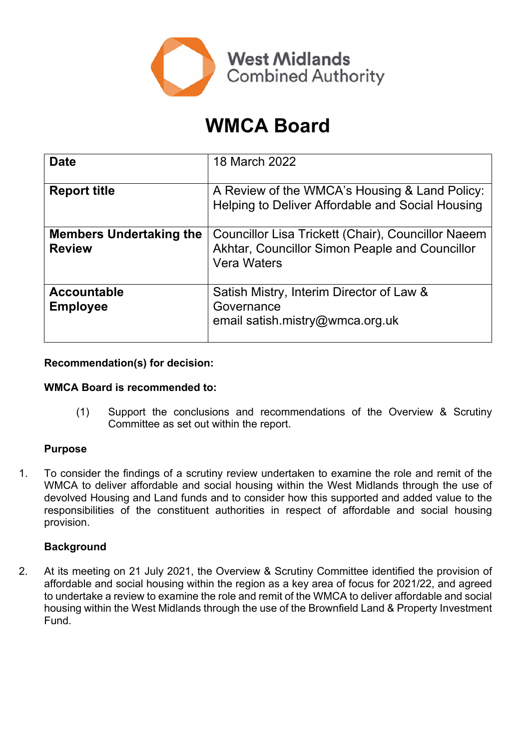West Midlands Combined Authority

# WMCA Board

| Date | 18 March 2022 |
| --- | --- |
| **Report title** | A Review of the WMCA's Housing & Land Policy: Helping to Deliver Affordable and Social Housing |
| **Members Undertaking the Review** | Councillor Lisa Trickett (Chair), Councillor Naeem Akhtar, Councillor Simon Peaple and Councillor Vera Waters |
| **Accountable Employee** | Satish Mistry, Interim Director of Law & Governance<br>email satish.mistry@wmca.org.uk |

**Recommendation(s) for decision:**

**WMCA Board is recommended to:**

(1) Support the conclusions and recommendations of the Overview & Scrutiny Committee as set out within the report.

**Purpose**

1. To consider the findings of a scrutiny review undertaken to examine the role and remit of the WMCA to deliver affordable and social housing within the West Midlands through the use of devolved Housing and Land funds and to consider how this supported and added value to the responsibilities of the constituent authorities in respect of affordable and social housing provision.

**Background**

2. At its meeting on 21 July 2021, the Overview & Scrutiny Committee identified the provision of affordable and social housing within the region as a key area of focus for 2021/22, and agreed to undertake a review to examine the role and remit of the WMCA to deliver affordable and social housing within the West Midlands through the use of the Brownfield Land & Property Investment Fund.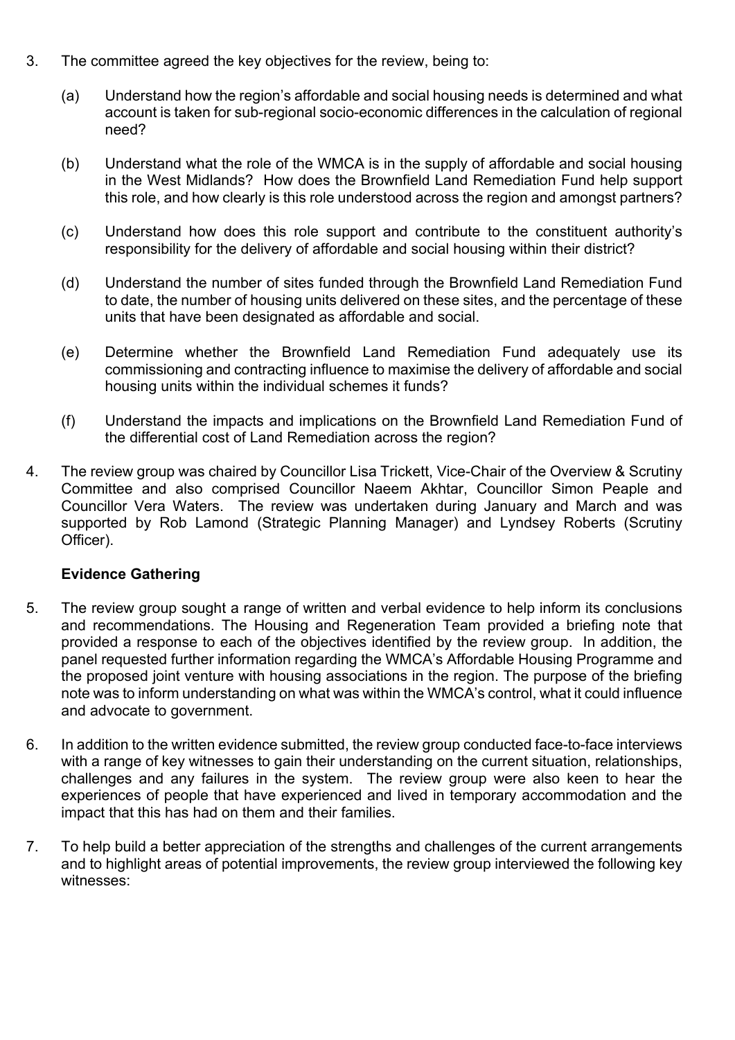3. The committee agreed the key objectives for the review, being to:

   (a) Understand how the region's affordable and social housing needs is determined and what account is taken for sub-regional socio-economic differences in the calculation of regional need?

   (b) Understand what the role of the WMCA is in the supply of affordable and social housing in the West Midlands? How does the Brownfield Land Remediation Fund help support this role, and how clearly is this role understood across the region and amongst partners?

   (c) Understand how does this role support and contribute to the constituent authority's responsibility for the delivery of affordable and social housing within their district?

   (d) Understand the number of sites funded through the Brownfield Land Remediation Fund to date, the number of housing units delivered on these sites, and the percentage of these units that have been designated as affordable and social.

   (e) Determine whether the Brownfield Land Remediation Fund adequately use its commissioning and contracting influence to maximise the delivery of affordable and social housing units within the individual schemes it funds?

   (f) Understand the impacts and implications on the Brownfield Land Remediation Fund of the differential cost of Land Remediation across the region?

4. The review group was chaired by Councillor Lisa Trickett, Vice-Chair of the Overview & Scrutiny Committee and also comprised Councillor Naeem Akhtar, Councillor Simon Peaple and Councillor Vera Waters. The review was undertaken during January and March and was supported by Rob Lamond (Strategic Planning Manager) and Lyndsey Roberts (Scrutiny Officer).

**Evidence Gathering**

5. The review group sought a range of written and verbal evidence to help inform its conclusions and recommendations. The Housing and Regeneration Team provided a briefing note that provided a response to each of the objectives identified by the review group. In addition, the panel requested further information regarding the WMCA's Affordable Housing Programme and the proposed joint venture with housing associations in the region. The purpose of the briefing note was to inform understanding on what was within the WMCA's control, what it could influence and advocate to government.

6. In addition to the written evidence submitted, the review group conducted face-to-face interviews with a range of key witnesses to gain their understanding on the current situation, relationships, challenges and any failures in the system. The review group were also keen to hear the experiences of people that have experienced and lived in temporary accommodation and the impact that this has had on them and their families.

7. To help build a better appreciation of the strengths and challenges of the current arrangements and to highlight areas of potential improvements, the review group interviewed the following key witnesses: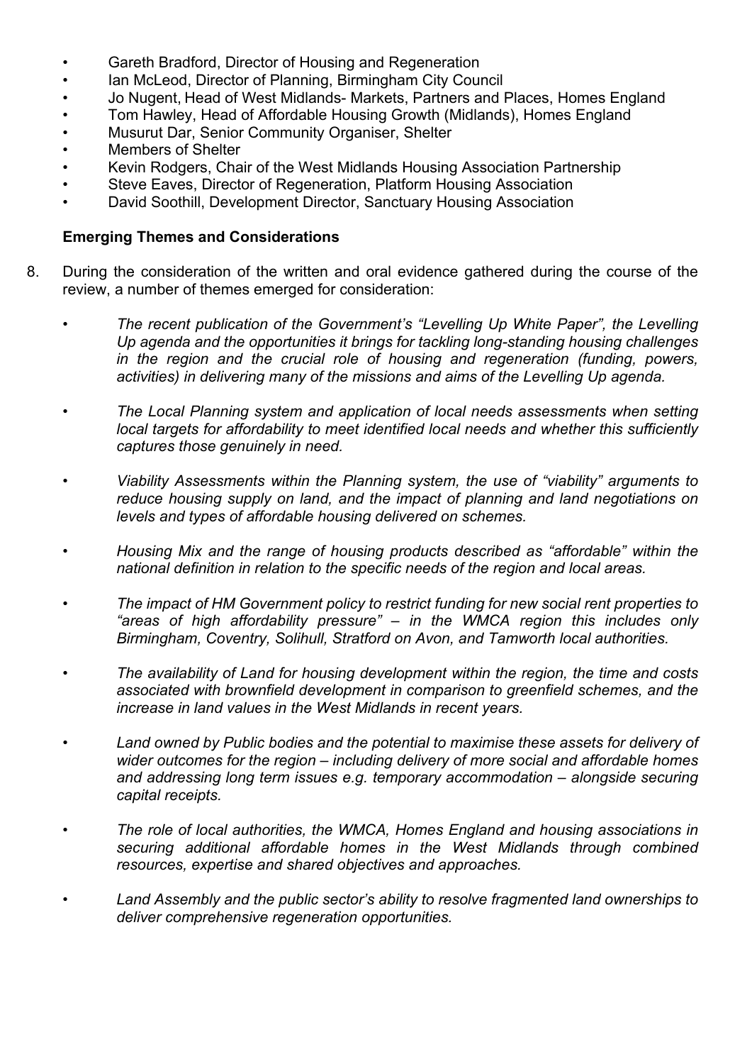- Gareth Bradford, Director of Housing and Regeneration
- Ian McLeod, Director of Planning, Birmingham City Council
- Jo Nugent, Head of West Midlands- Markets, Partners and Places, Homes England
- Tom Hawley, Head of Affordable Housing Growth (Midlands), Homes England
- Musurut Dar, Senior Community Organiser, Shelter
- Members of Shelter
- Kevin Rodgers, Chair of the West Midlands Housing Association Partnership
- Steve Eaves, Director of Regeneration, Platform Housing Association
- David Soothill, Development Director, Sanctuary Housing Association

**Emerging Themes and Considerations**

8. During the consideration of the written and oral evidence gathered during the course of the review, a number of themes emerged for consideration:

   - *The recent publication of the Government's "Levelling Up White Paper", the Levelling Up agenda and the opportunities it brings for tackling long-standing housing challenges in the region and the crucial role of housing and regeneration (funding, powers, activities) in delivering many of the missions and aims of the Levelling Up agenda.*

   - *The Local Planning system and application of local needs assessments when setting local targets for affordability to meet identified local needs and whether this sufficiently captures those genuinely in need.*

   - *Viability Assessments within the Planning system, the use of "viability" arguments to reduce housing supply on land, and the impact of planning and land negotiations on levels and types of affordable housing delivered on schemes.*

   - *Housing Mix and the range of housing products described as "affordable" within the national definition in relation to the specific needs of the region and local areas.*

   - *The impact of HM Government policy to restrict funding for new social rent properties to "areas of high affordability pressure" – in the WMCA region this includes only Birmingham, Coventry, Solihull, Stratford on Avon, and Tamworth local authorities.*

   - *The availability of Land for housing development within the region, the time and costs associated with brownfield development in comparison to greenfield schemes, and the increase in land values in the West Midlands in recent years.*

   - *Land owned by Public bodies and the potential to maximise these assets for delivery of wider outcomes for the region – including delivery of more social and affordable homes and addressing long term issues e.g. temporary accommodation – alongside securing capital receipts.*

   - *The role of local authorities, the WMCA, Homes England and housing associations in securing additional affordable homes in the West Midlands through combined resources, expertise and shared objectives and approaches.*

   - *Land Assembly and the public sector's ability to resolve fragmented land ownerships to deliver comprehensive regeneration opportunities.*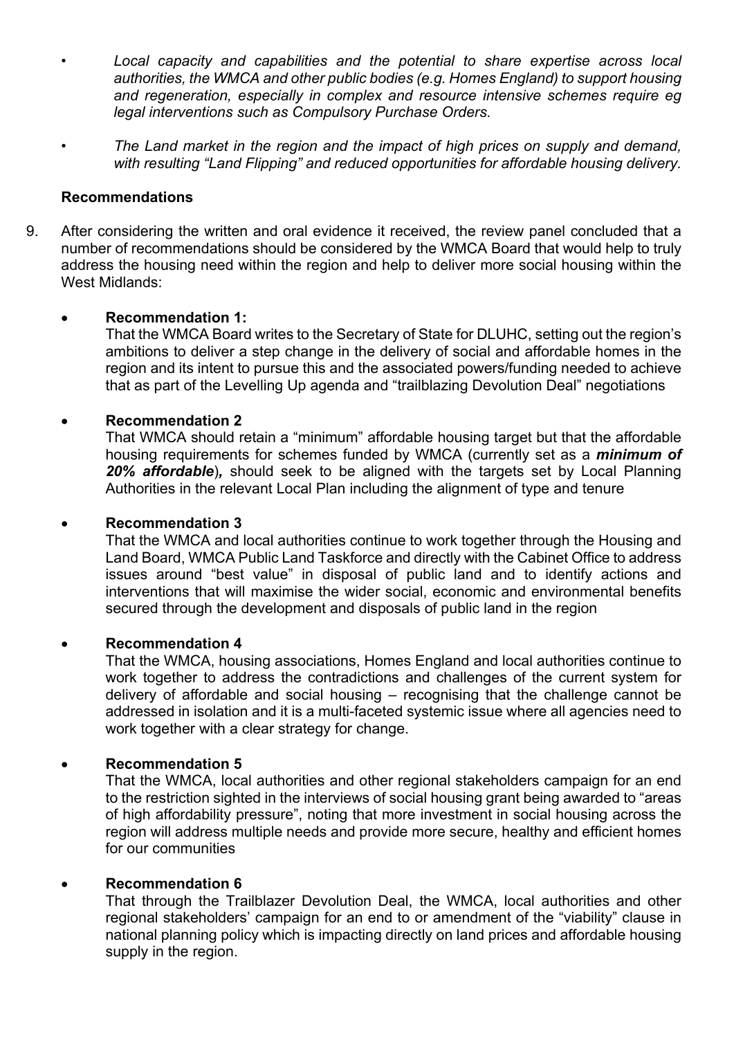- *Local capacity and capabilities and the potential to share expertise across local authorities, the WMCA and other public bodies (e.g. Homes England) to support housing and regeneration, especially in complex and resource intensive schemes require eg legal interventions such as Compulsory Purchase Orders.*
- *The Land market in the region and the impact of high prices on supply and demand, with resulting "Land Flipping" and reduced opportunities for affordable housing delivery.*

**Recommendations**

9. After considering the written and oral evidence it received, the review panel concluded that a number of recommendations should be considered by the WMCA Board that would help to truly address the housing need within the region and help to deliver more social housing within the West Midlands:

   - **Recommendation 1:**
     That the WMCA Board writes to the Secretary of State for DLUHC, setting out the region's ambitions to deliver a step change in the delivery of social and affordable homes in the region and its intent to pursue this and the associated powers/funding needed to achieve that as part of the Levelling Up agenda and "trailblazing Devolution Deal" negotiations

   - **Recommendation 2**
     That WMCA should retain a "minimum" affordable housing target but that the affordable housing requirements for schemes funded by WMCA (currently set as a ***minimum of 20% affordable***)**,** should seek to be aligned with the targets set by Local Planning Authorities in the relevant Local Plan including the alignment of type and tenure

   - **Recommendation 3**
     That the WMCA and local authorities continue to work together through the Housing and Land Board, WMCA Public Land Taskforce and directly with the Cabinet Office to address issues around "best value" in disposal of public land and to identify actions and interventions that will maximise the wider social, economic and environmental benefits secured through the development and disposals of public land in the region

   - **Recommendation 4**
     That the WMCA, housing associations, Homes England and local authorities continue to work together to address the contradictions and challenges of the current system for delivery of affordable and social housing – recognising that the challenge cannot be addressed in isolation and it is a multi-faceted systemic issue where all agencies need to work together with a clear strategy for change.

   - **Recommendation 5**
     That the WMCA, local authorities and other regional stakeholders campaign for an end to the restriction sighted in the interviews of social housing grant being awarded to "areas of high affordability pressure", noting that more investment in social housing across the region will address multiple needs and provide more secure, healthy and efficient homes for our communities

   - **Recommendation 6**
     That through the Trailblazer Devolution Deal, the WMCA, local authorities and other regional stakeholders' campaign for an end to or amendment of the "viability" clause in national planning policy which is impacting directly on land prices and affordable housing supply in the region.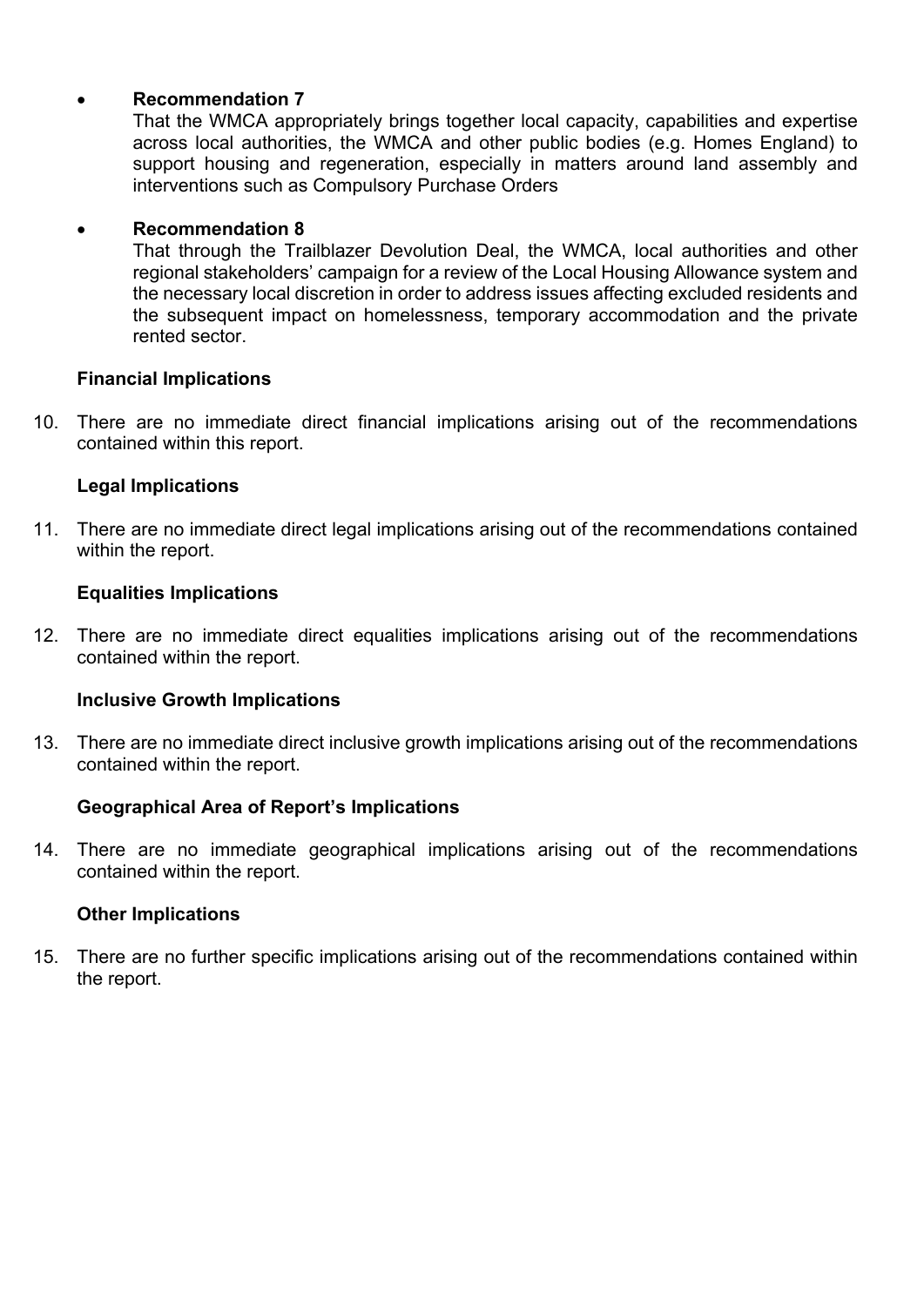- **Recommendation 7**
  That the WMCA appropriately brings together local capacity, capabilities and expertise across local authorities, the WMCA and other public bodies (e.g. Homes England) to support housing and regeneration, especially in matters around land assembly and interventions such as Compulsory Purchase Orders

- **Recommendation 8**
  That through the Trailblazer Devolution Deal, the WMCA, local authorities and other regional stakeholders' campaign for a review of the Local Housing Allowance system and the necessary local discretion in order to address issues affecting excluded residents and the subsequent impact on homelessness, temporary accommodation and the private rented sector.

**Financial Implications**

10. There are no immediate direct financial implications arising out of the recommendations contained within this report.

**Legal Implications**

11. There are no immediate direct legal implications arising out of the recommendations contained within the report.

**Equalities Implications**

12. There are no immediate direct equalities implications arising out of the recommendations contained within the report.

**Inclusive Growth Implications**

13. There are no immediate direct inclusive growth implications arising out of the recommendations contained within the report.

**Geographical Area of Report's Implications**

14. There are no immediate geographical implications arising out of the recommendations contained within the report.

**Other Implications**

15. There are no further specific implications arising out of the recommendations contained within the report.